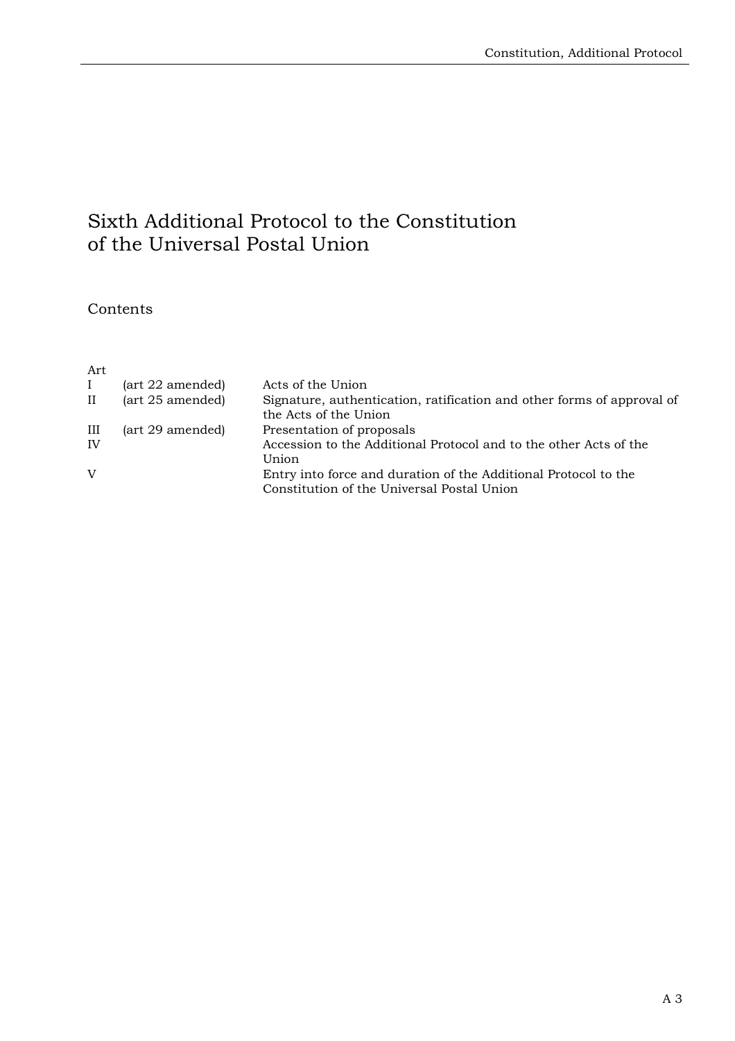# Sixth Additional Protocol to the Constitution of the Universal Postal Union

## Contents

| Art | | |
|---|---|---|
| I | (art 22 amended) | Acts of the Union |
| II | (art 25 amended) | Signature, authentication, ratification and other forms of approval of the Acts of the Union |
| III | (art 29 amended) | Presentation of proposals |
| IV | | Accession to the Additional Protocol and to the other Acts of the Union |
| V | | Entry into force and duration of the Additional Protocol to the Constitution of the Universal Postal Union |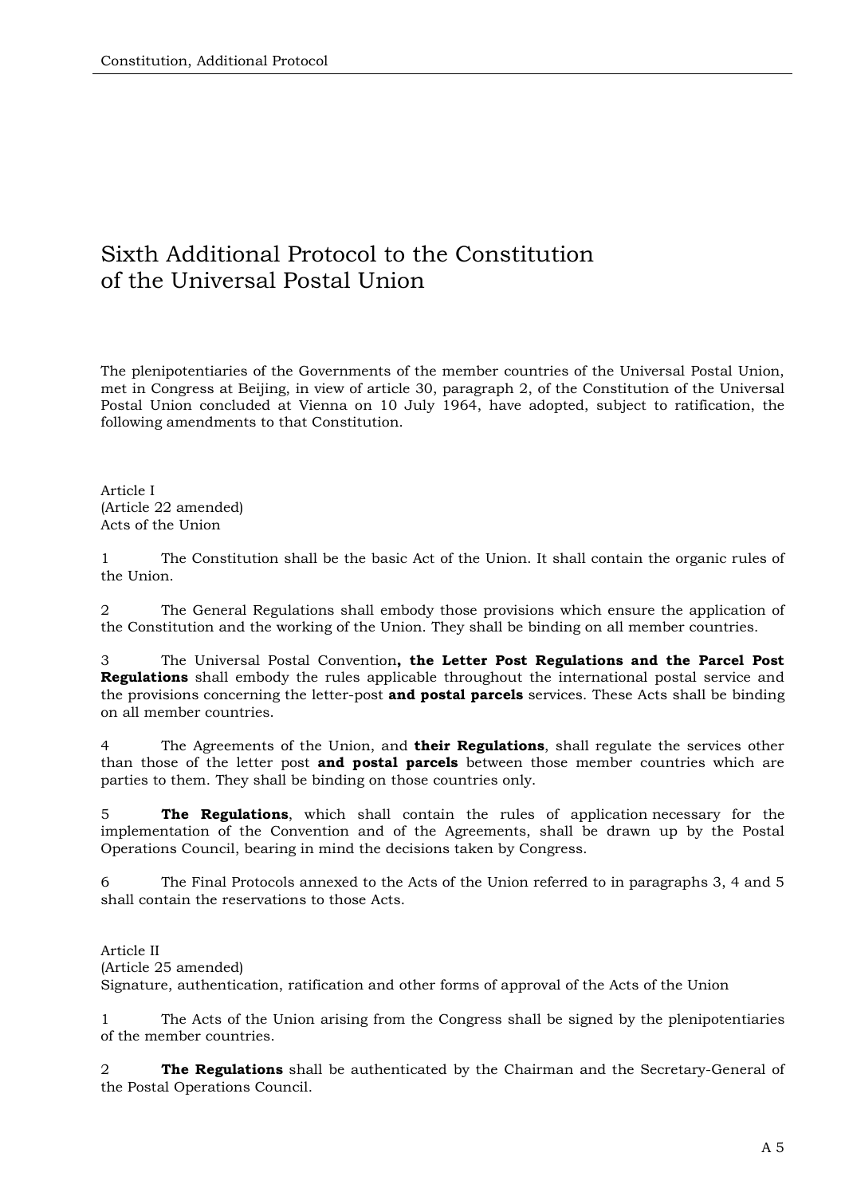# Sixth Additional Protocol to the Constitution of the Universal Postal Union

The plenipotentiaries of the Governments of the member countries of the Universal Postal Union, met in Congress at Beijing, in view of article 30, paragraph 2, of the Constitution of the Universal Postal Union concluded at Vienna on 10 July 1964, have adopted, subject to ratification, the following amendments to that Constitution.

Article I
(Article 22 amended)
Acts of the Union

1 The Constitution shall be the basic Act of the Union. It shall contain the organic rules of the Union.

2 The General Regulations shall embody those provisions which ensure the application of the Constitution and the working of the Union. They shall be binding on all member countries.

3 The Universal Postal Convention**, the Letter Post Regulations and the Parcel Post Regulations** shall embody the rules applicable throughout the international postal service and the provisions concerning the letter-post **and postal parcels** services. These Acts shall be binding on all member countries.

4 The Agreements of the Union, and **their Regulations**, shall regulate the services other than those of the letter post **and postal parcels** between those member countries which are parties to them. They shall be binding on those countries only.

5 **The Regulations**, which shall contain the rules of application necessary for the implementation of the Convention and of the Agreements, shall be drawn up by the Postal Operations Council, bearing in mind the decisions taken by Congress.

6 The Final Protocols annexed to the Acts of the Union referred to in paragraphs 3, 4 and 5 shall contain the reservations to those Acts.

Article II
(Article 25 amended)
Signature, authentication, ratification and other forms of approval of the Acts of the Union

1 The Acts of the Union arising from the Congress shall be signed by the plenipotentiaries of the member countries.

2 **The Regulations** shall be authenticated by the Chairman and the Secretary-General of the Postal Operations Council.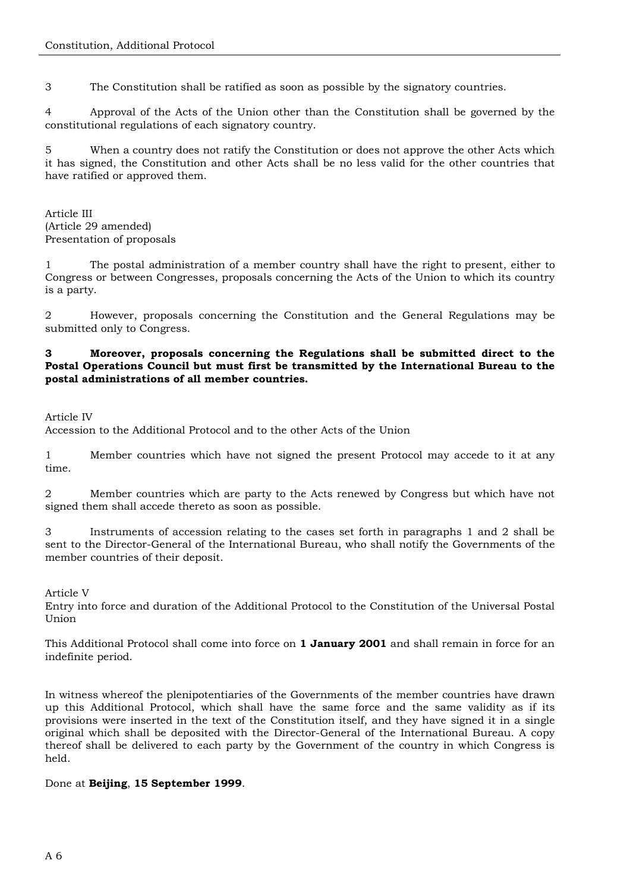3 The Constitution shall be ratified as soon as possible by the signatory countries.

4 Approval of the Acts of the Union other than the Constitution shall be governed by the constitutional regulations of each signatory country.

5 When a country does not ratify the Constitution or does not approve the other Acts which it has signed, the Constitution and other Acts shall be no less valid for the other countries that have ratified or approved them.

Article III
(Article 29 amended)
Presentation of proposals

1 The postal administration of a member country shall have the right to present, either to Congress or between Congresses, proposals concerning the Acts of the Union to which its country is a party.

2 However, proposals concerning the Constitution and the General Regulations may be submitted only to Congress.

**3 Moreover, proposals concerning the Regulations shall be submitted direct to the Postal Operations Council but must first be transmitted by the International Bureau to the postal administrations of all member countries.**

Article IV
Accession to the Additional Protocol and to the other Acts of the Union

1 Member countries which have not signed the present Protocol may accede to it at any time.

2 Member countries which are party to the Acts renewed by Congress but which have not signed them shall accede thereto as soon as possible.

3 Instruments of accession relating to the cases set forth in paragraphs 1 and 2 shall be sent to the Director-General of the International Bureau, who shall notify the Governments of the member countries of their deposit.

Article V
Entry into force and duration of the Additional Protocol to the Constitution of the Universal Postal Union

This Additional Protocol shall come into force on **1 January 2001** and shall remain in force for an indefinite period.

In witness whereof the plenipotentiaries of the Governments of the member countries have drawn up this Additional Protocol, which shall have the same force and the same validity as if its provisions were inserted in the text of the Constitution itself, and they have signed it in a single original which shall be deposited with the Director-General of the International Bureau. A copy thereof shall be delivered to each party by the Government of the country in which Congress is held.

Done at **Beijing**, **15 September 1999**.